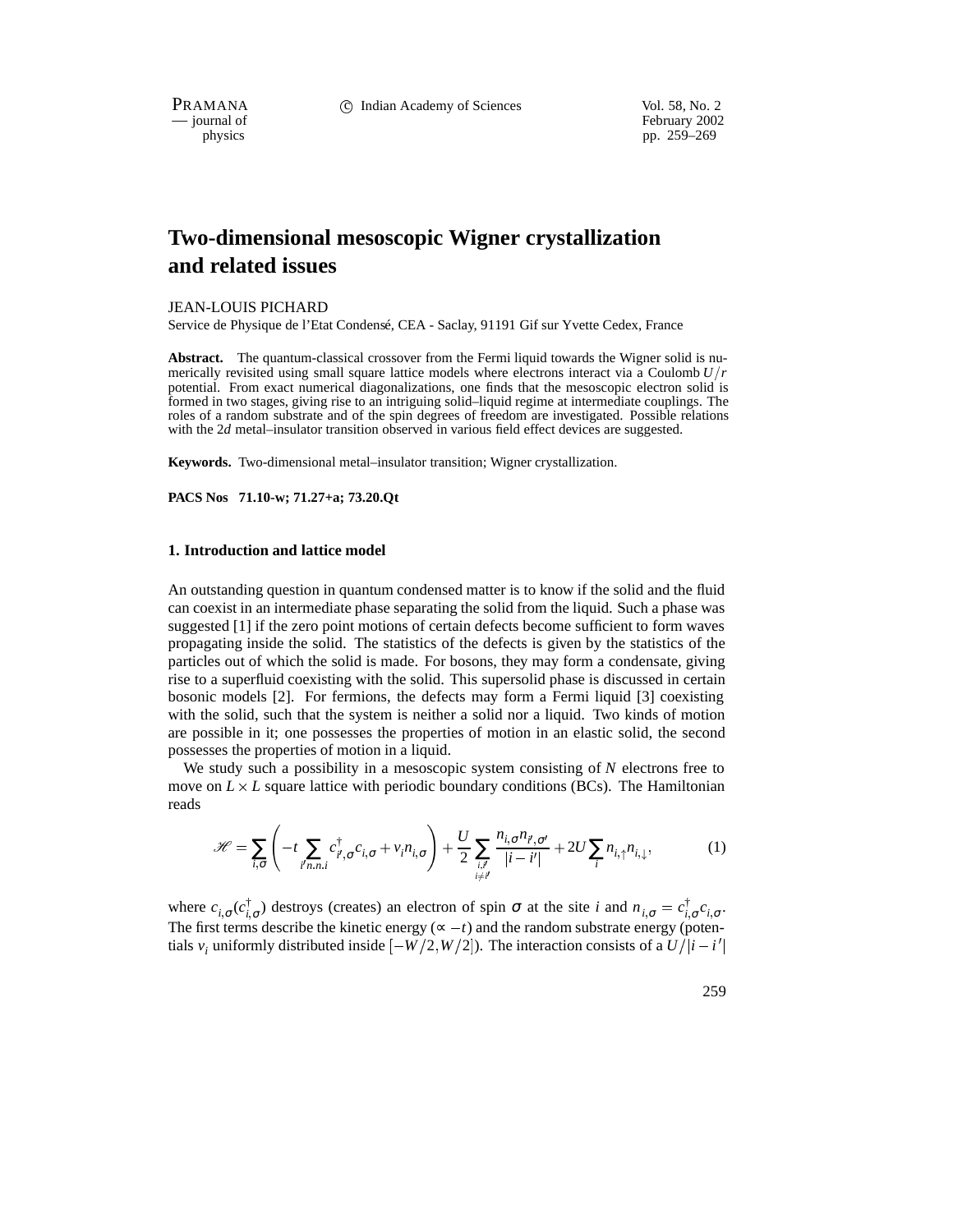# Two-dimensional mesoscopic Wigner crystallization and related issues

JEAN-LOUIS PICHARD

Service de Physique de l'Etat Condensé, CEA - Saclay, 91191 Gif sur Yvette Cedex, France

**Abstract.** The quantum-classical crossover from the Fermi liquid towards the Wigner solid is numerically revisited using small square lattice models where electrons interact via a Coulomb $U/r$ potential. From exact numerical diagonalizations, one finds that the mesoscopic electron solid is formed in two stages, giving rise to an intriguing solid–liquid regime at intermediate couplings. The roles of a random substrate and of the spin degrees of freedom are investigated. Possible relations with the 2$d$ metal–insulator transition observed in various field effect devices are suggested.

**Keywords.** Two-dimensional metal–insulator transition; Wigner crystallization.

**PACS Nos 71.10-w; 71.27+a; 73.20.Qt**

## 1. Introduction and lattice model

An outstanding question in quantum condensed matter is to know if the solid and the fluid can coexist in an intermediate phase separating the solid from the liquid. Such a phase was suggested [1] if the zero point motions of certain defects become sufficient to form waves propagating inside the solid. The statistics of the defects is given by the statistics of the particles out of which the solid is made. For bosons, they may form a condensate, giving rise to a superfluid coexisting with the solid. This supersolid phase is discussed in certain bosonic models [2]. For fermions, the defects may form a Fermi liquid [3] coexisting with the solid, such that the system is neither a solid nor a liquid. Two kinds of motion are possible in it; one possesses the properties of motion in an elastic solid, the second possesses the properties of motion in a liquid.

We study such a possibility in a mesoscopic system consisting of $N$ electrons free to move on $L \times L$ square lattice with periodic boundary conditions (BCs). The Hamiltonian reads

$$\mathscr{H} = \sum_{i,\sigma} \left( -t \sum_{i' n.n. i} c^{\dagger}_{i',\sigma} c_{i,\sigma} + v_i n_{i,\sigma} \right) + \frac{U}{2} \sum_{\substack{i,i' \\ i \neq i'}} \frac{n_{i,\sigma} n_{i',\sigma'}}{|i - i'|} + 2U \sum_i n_{i,\uparrow} n_{i,\downarrow}, \tag{1}$$

where $c_{i,\sigma}(c^{\dagger}_{i,\sigma})$ destroys (creates) an electron of spin $\sigma$ at the site $i$ and $n_{i,\sigma} = c^{\dagger}_{i,\sigma} c_{i,\sigma}$. The first terms describe the kinetic energy ($\propto -t$) and the random substrate energy (potentials $v_i$ uniformly distributed inside $[-W/2, W/2]$). The interaction consists of a $U/|i - i'|$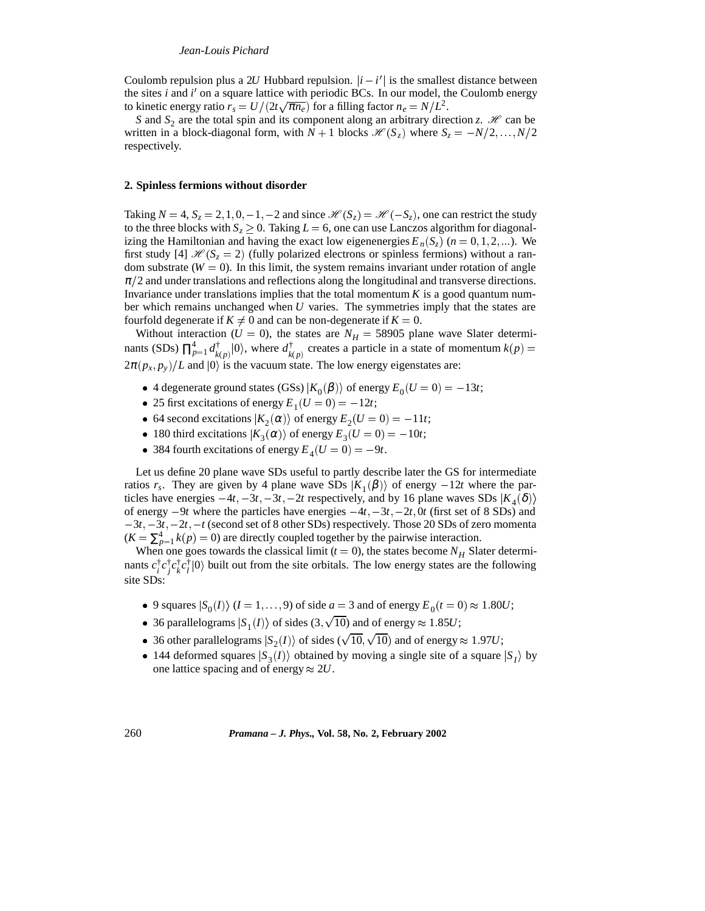Coulomb repulsion plus a $2U$ Hubbard repulsion. $|i-i'|$ is the smallest distance between the sites $i$ and $i'$ on a square lattice with periodic BCs. In our model, the Coulomb energy to kinetic energy ratio $r_s = U/(2t\sqrt{\pi n_e})$ for a filling factor $n_e = N/L^2$.

$S$ and $S_z$ are the total spin and its component along an arbitrary direction $z$. $\mathscr{H}$ can be written in a block-diagonal form, with $N+1$ blocks $\mathscr{H}(S_z)$ where $S_z = -N/2, \ldots, N/2$ respectively.

## 2. Spinless fermions without disorder

Taking $N=4$, $S_z = 2, 1, 0, -1, -2$ and since $\mathscr{H}(S_z) = \mathscr{H}(-S_z)$, one can restrict the study to the three blocks with $S_z \geq 0$. Taking $L=6$, one can use Lanczos algorithm for diagonalizing the Hamiltonian and having the exact low eigenenergies $E_n(S_z)$ ($n = 0, 1, 2, \ldots$). We first study [4] $\mathscr{H}(S_z = 2)$ (fully polarized electrons or spinless fermions) without a random substrate ($W = 0$). In this limit, the system remains invariant under rotation of angle $\pi/2$ and under translations and reflections along the longitudinal and transverse directions. Invariance under translations implies that the total momentum $K$ is a good quantum number which remains unchanged when $U$ varies. The symmetries imply that the states are fourfold degenerate if $K \neq 0$ and can be non-degenerate if $K = 0$.

Without interaction ($U = 0$), the states are $N_H = 58905$ plane wave Slater determinants (SDs) $\prod_{p=1}^{4} d^{\dagger}_{k(p)}|0\rangle$, where $d^{\dagger}_{k(p)}$ creates a particle in a state of momentum $k(p) = 2\pi(p_x, p_y)/L$ and $|0\rangle$ is the vacuum state. The low energy eigenstates are:

- 4 degenerate ground states (GSs) $|K_0(\beta)\rangle$ of energy $E_0(U=0) = -13t$;
- 25 first excitations of energy $E_1(U=0) = -12t$;
- 64 second excitations $|K_2(\alpha)\rangle$ of energy $E_2(U=0) = -11t$;
- 180 third excitations $|K_3(\alpha)\rangle$ of energy $E_3(U=0) = -10t$;
- 384 fourth excitations of energy $E_4(U=0) = -9t$.

Let us define 20 plane wave SDs useful to partly describe later the GS for intermediate ratios $r_s$. They are given by 4 plane wave SDs $|K_1(\beta)\rangle$ of energy $-12t$ where the particles have energies $-4t, -3t, -3t, -2t$ respectively, and by 16 plane waves SDs $|K_4(\delta)\rangle$ of energy $-9t$ where the particles have energies $-4t, -3t, -2t, 0t$ (first set of 8 SDs) and $-3t, -3t, -2t, -t$ (second set of 8 other SDs) respectively. Those 20 SDs of zero momenta ($K = \sum_{p=1}^{4} k(p) = 0$) are directly coupled together by the pairwise interaction.

When one goes towards the classical limit ($t = 0$), the states become $N_H$ Slater determinants $c^{\dagger}_i c^{\dagger}_j c^{\dagger}_k c^{\dagger}_l|0\rangle$ built out from the site orbitals. The low energy states are the following site SDs:

- 9 squares $|S_0(I)\rangle$ ($I = 1, \ldots, 9$) of side $a = 3$ and of energy $E_0(t=0) \approx 1.80U$;
- 36 parallelograms $|S_1(I)\rangle$ of sides $(3, \sqrt{10})$ and of energy $\approx 1.85U$;
- 36 other parallelograms $|S_2(I)\rangle$ of sides $(\sqrt{10}, \sqrt{10})$ and of energy $\approx 1.97U$;
- 144 deformed squares $|S_3(I)\rangle$ obtained by moving a single site of a square $|S_I\rangle$ by one lattice spacing and of energy $\approx 2U$.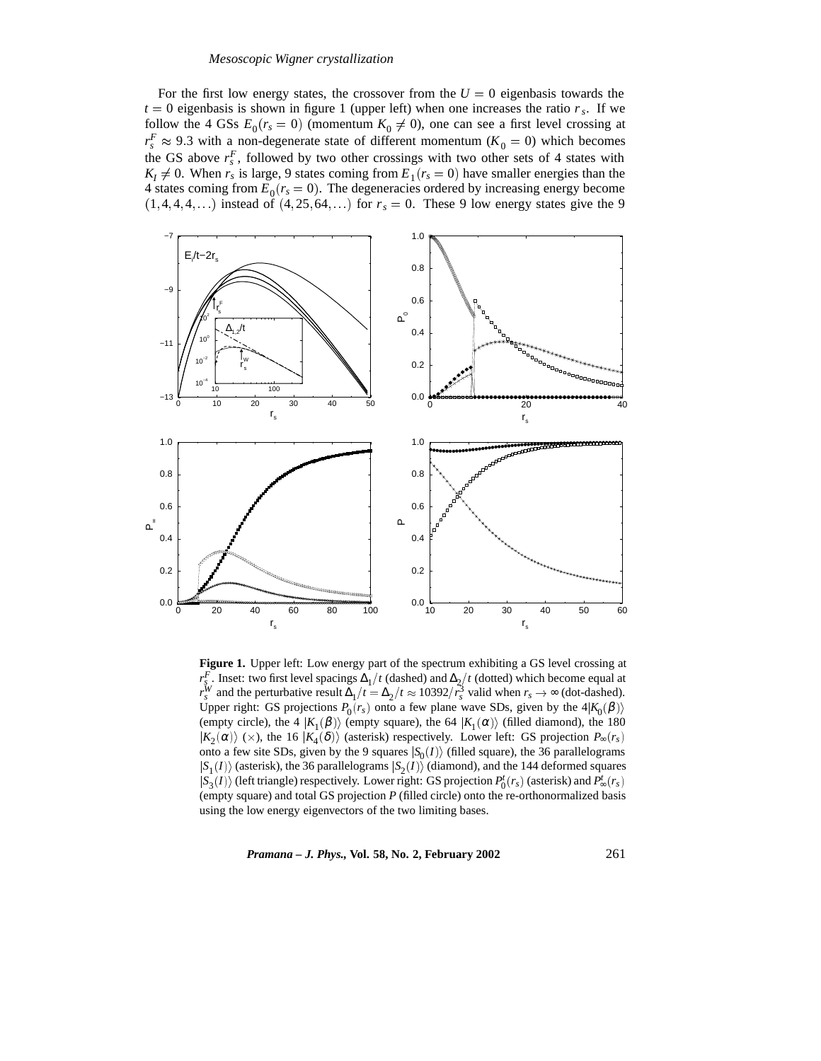For the first low energy states, the crossover from the $U = 0$ eigenbasis towards the $t = 0$ eigenbasis is shown in figure 1 (upper left) when one increases the ratio $r_s$. If we follow the 4 GSs $E_0(r_s = 0)$ (momentum $K_0 \neq 0$), one can see a first level crossing at $r_s^F \approx 9.3$ with a non-degenerate state of different momentum ($K_0 = 0$) which becomes the GS above $r_s^F$, followed by two other crossings with two other sets of 4 states with $K_I \neq 0$. When $r_s$ is large, 9 states coming from $E_1(r_s = 0)$ have smaller energies than the 4 states coming from $E_0(r_s = 0)$. The degeneracies ordered by increasing energy become $(1, 4, 4, 4, \ldots)$ instead of $(4, 25, 64, \ldots)$ for $r_s = 0$. These 9 low energy states give the 9

E_I/t−2r_s
r_s^F
Δ_{1,2}/t
r_s^W
r_s
P_0
P_∞
P

**Figure 1.** Upper left: Low energy part of the spectrum exhibiting a GS level crossing at $r_s^F$. Inset: two first level spacings $\Delta_1/t$ (dashed) and $\Delta_2/t$ (dotted) which become equal at $r_s^W$ and the perturbative result $\Delta_1/t = \Delta_2/t \approx 10392/r_s^3$ valid when $r_s \to \infty$ (dot-dashed). Upper right: GS projections $P_0(r_s)$ onto a few plane wave SDs, given by the $4|K_0(\beta)\rangle$ (empty circle), the 4 $|K_1(\beta)\rangle$ (empty square), the 64 $|K_1(\alpha)\rangle$ (filled diamond), the 180 $|K_2(\alpha)\rangle$ ($\times$), the 16 $|K_4(\delta)\rangle$ (asterisk) respectively. Lower left: GS projection $P_\infty(r_s)$ onto a few site SDs, given by the 9 squares $|S_0(I)\rangle$ (filled square), the 36 parallelograms $|S_1(I)\rangle$ (asterisk), the 36 parallelograms $|S_2(I)\rangle$ (diamond), and the 144 deformed squares $|S_3(I)\rangle$ (left triangle) respectively. Lower right: GS projection $P_0^t(r_s)$ (asterisk) and $P_\infty^t(r_s)$ (empty square) and total GS projection $P$ (filled circle) onto the re-orthonormalized basis using the low energy eigenvectors of the two limiting bases.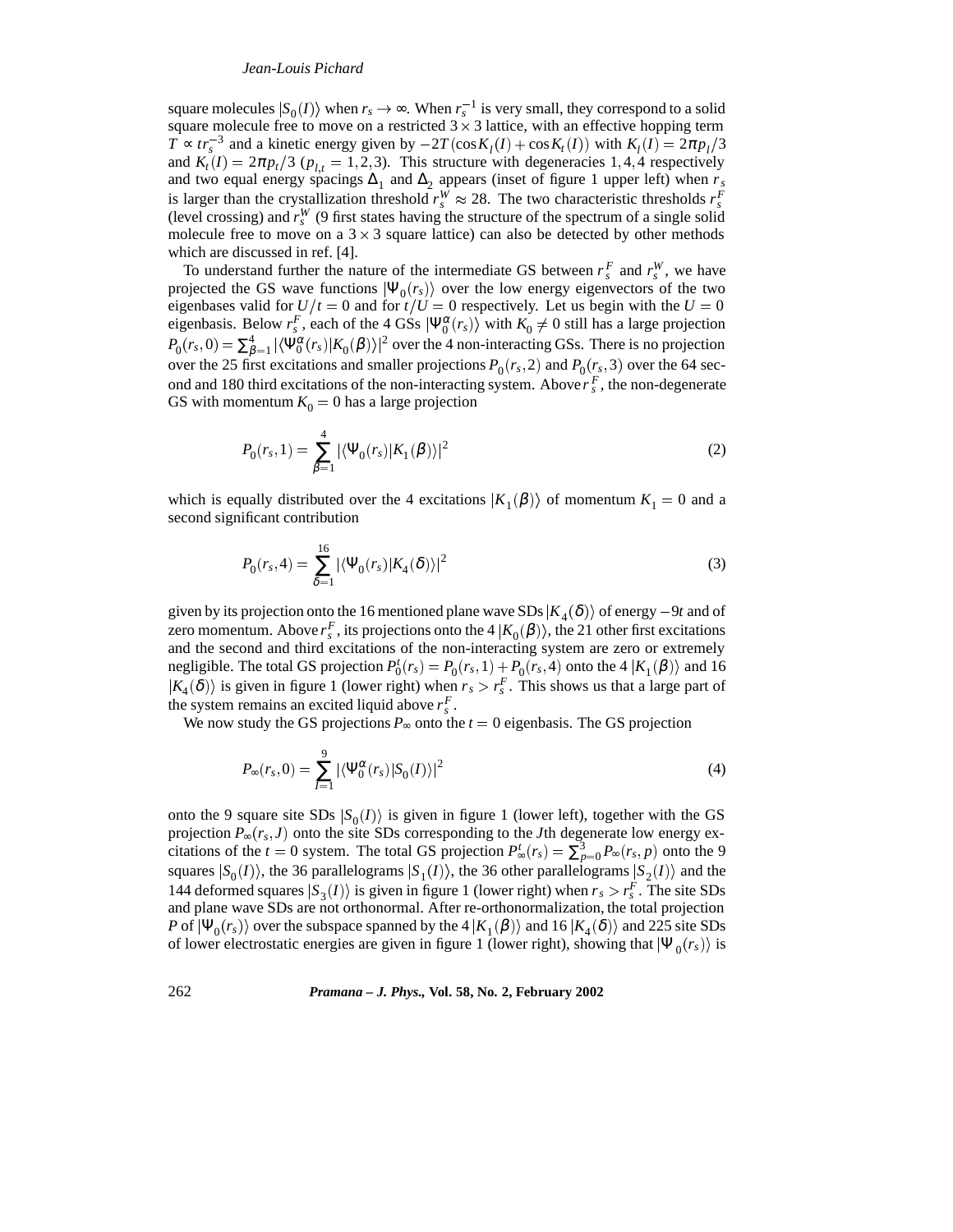square molecules $|S_0(I)\rangle$ when $r_s \to \infty$. When $r_s^{-1}$ is very small, they correspond to a solid square molecule free to move on a restricted $3 \times 3$ lattice, with an effective hopping term $T \propto t r_s^{-3}$ and a kinetic energy given by $-2T(\cos K_l(I) + \cos K_t(I))$ with $K_l(I) = 2\pi p_l/3$ and $K_t(I) = 2\pi p_t/3$ ($p_{l,t} = 1, 2, 3$). This structure with degeneracies $1, 4, 4$ respectively and two equal energy spacings $\Delta_1$ and $\Delta_2$ appears (inset of figure 1 upper left) when $r_s$ is larger than the crystallization threshold $r_s^W \approx 28$. The two characteristic thresholds $r_s^F$ (level crossing) and $r_s^W$ (9 first states having the structure of the spectrum of a single solid molecule free to move on a $3 \times 3$ square lattice) can also be detected by other methods which are discussed in ref. [4].

To understand further the nature of the intermediate GS between $r_s^F$ and $r_s^W$, we have projected the GS wave functions $|\Psi_0(r_s)\rangle$ over the low energy eigenvectors of the two eigenbases valid for $U/t = 0$ and for $t/U = 0$ respectively. Let us begin with the $U = 0$ eigenbasis. Below $r_s^F$, each of the 4 GSs $|\Psi_0^\alpha(r_s)\rangle$ with $K_0 \neq 0$ still has a large projection $P_0(r_s, 0) = \sum_{\beta=1}^{4} |\langle \Psi_0^\alpha(r_s)|K_0(\beta)\rangle|^2$ over the 4 non-interacting GSs. There is no projection over the 25 first excitations and smaller projections $P_0(r_s, 2)$ and $P_0(r_s, 3)$ over the 64 second and 180 third excitations of the non-interacting system. Above $r_s^F$, the non-degenerate GS with momentum $K_0 = 0$ has a large projection

$$P_0(r_s, 1) = \sum_{\beta=1}^{4} |\langle \Psi_0(r_s)|K_1(\beta)\rangle|^2 \tag{2}$$

which is equally distributed over the 4 excitations $|K_1(\beta)\rangle$ of momentum $K_1 = 0$ and a second significant contribution

$$P_0(r_s, 4) = \sum_{\delta=1}^{16} |\langle \Psi_0(r_s)|K_4(\delta)\rangle|^2 \tag{3}$$

given by its projection onto the 16 mentioned plane wave SDs $|K_4(\delta)\rangle$ of energy $-9t$ and of zero momentum. Above $r_s^F$, its projections onto the 4 $|K_0(\beta)\rangle$, the 21 other first excitations and the second and third excitations of the non-interacting system are zero or extremely negligible. The total GS projection $P_0^t(r_s) = P_0(r_s, 1) + P_0(r_s, 4)$ onto the 4 $|K_1(\beta)\rangle$ and 16 $|K_4(\delta)\rangle$ is given in figure 1 (lower right) when $r_s > r_s^F$. This shows us that a large part of the system remains an excited liquid above $r_s^F$.

We now study the GS projections $P_\infty$ onto the $t = 0$ eigenbasis. The GS projection

$$P_\infty(r_s, 0) = \sum_{I=1}^{9} |\langle \Psi_0^\alpha(r_s)|S_0(I)\rangle|^2 \tag{4}$$

onto the 9 square site SDs $|S_0(I)\rangle$ is given in figure 1 (lower left), together with the GS projection $P_\infty(r_s, J)$ onto the site SDs corresponding to the $J$th degenerate low energy excitations of the $t = 0$ system. The total GS projection $P_\infty^t(r_s) = \sum_{p=0}^{3} P_\infty(r_s, p)$ onto the 9 squares $|S_0(I)\rangle$, the 36 parallelograms $|S_1(I)\rangle$, the 36 other parallelograms $|S_2(I)\rangle$ and the 144 deformed squares $|S_3(I)\rangle$ is given in figure 1 (lower right) when $r_s > r_s^F$. The site SDs and plane wave SDs are not orthonormal. After re-orthonormalization, the total projection $P$ of $|\Psi_0(r_s)\rangle$ over the subspace spanned by the 4 $|K_1(\beta)\rangle$ and 16 $|K_4(\delta)\rangle$ and 225 site SDs of lower electrostatic energies are given in figure 1 (lower right), showing that $|\Psi_0(r_s)\rangle$ is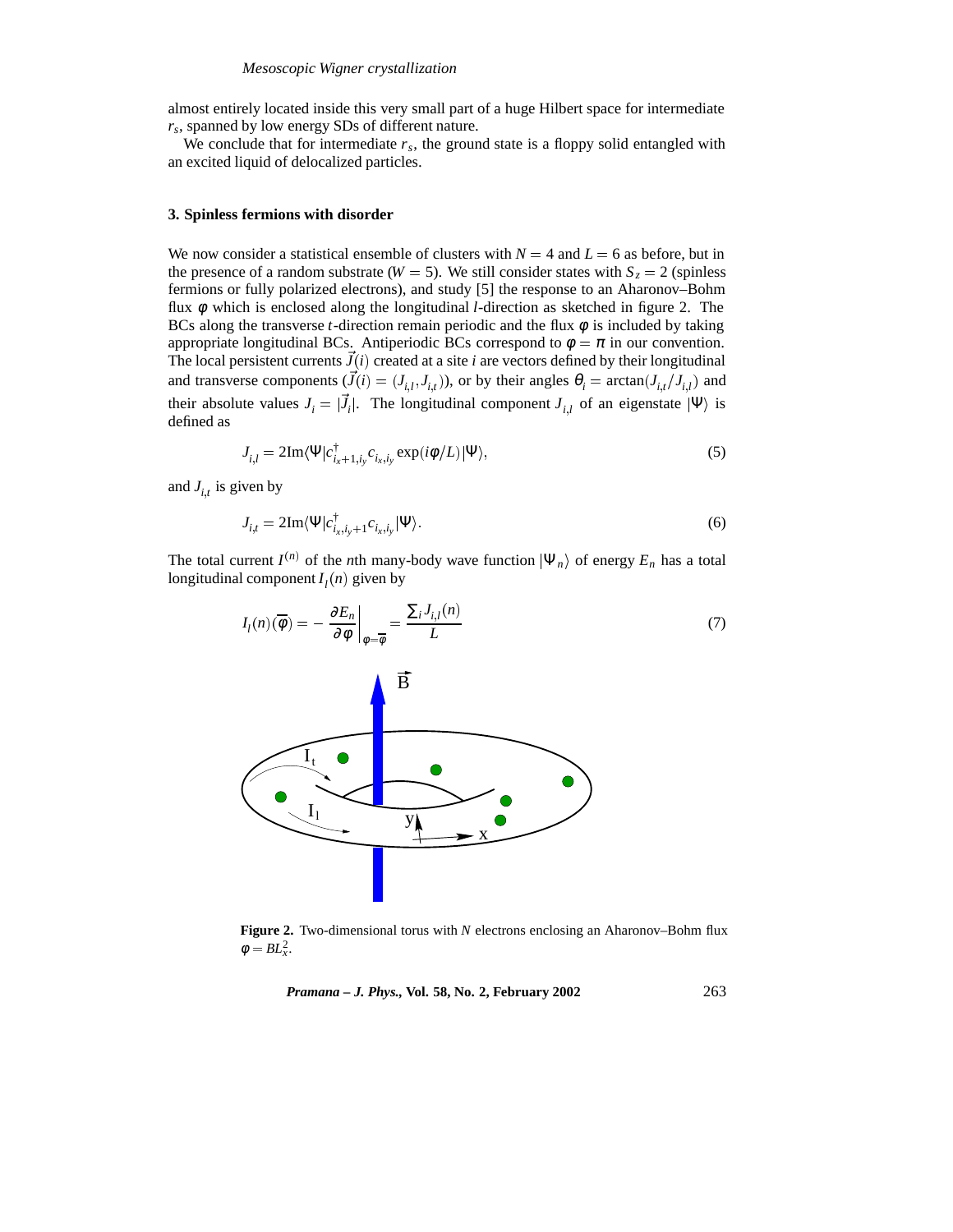almost entirely located inside this very small part of a huge Hilbert space for intermediate $r_s$, spanned by low energy SDs of different nature.

We conclude that for intermediate $r_s$, the ground state is a floppy solid entangled with an excited liquid of delocalized particles.

## 3. Spinless fermions with disorder

We now consider a statistical ensemble of clusters with $N = 4$ and $L = 6$ as before, but in the presence of a random substrate ($W = 5$). We still consider states with $S_z = 2$ (spinless fermions or fully polarized electrons), and study [5] the response to an Aharonov–Bohm flux $\phi$ which is enclosed along the longitudinal $l$-direction as sketched in figure 2. The BCs along the transverse $t$-direction remain periodic and the flux $\phi$ is included by taking appropriate longitudinal BCs. Antiperiodic BCs correspond to $\phi = \pi$ in our convention. The local persistent currents $\vec{J}(i)$ created at a site $i$ are vectors defined by their longitudinal and transverse components ($\vec{J}(i) = (J_{i,l}, J_{i,t})$), or by their angles $\theta_i = \arctan(J_{i,t}/J_{i,l})$ and their absolute values $J_i = |\vec{J}_i|$. The longitudinal component $J_{i,l}$ of an eigenstate $|\Psi\rangle$ is defined as

$$J_{i,l} = 2\mathrm{Im}\langle\Psi|c^{\dagger}_{i_x+1,i_y} c_{i_x,i_y} \exp(i\phi/L)|\Psi\rangle, \tag{5}$$

and $J_{i,t}$ is given by

$$J_{i,t} = 2\mathrm{Im}\langle\Psi|c^{\dagger}_{i_x,i_y+1} c_{i_x,i_y}|\Psi\rangle. \tag{6}$$

The total current $I^{(n)}$ of the $n$th many-body wave function $|\Psi_n\rangle$ of energy $E_n$ has a total longitudinal component $I_l(n)$ given by

$$I_l(n)(\overline{\phi}) = -\left.\frac{\partial E_n}{\partial \phi}\right|_{\phi=\overline{\phi}} = \frac{\sum_i J_{i,l}(n)}{L} \tag{7}$$

B

I_t

I_l

y

x

**Figure 2.** Two-dimensional torus with $N$ electrons enclosing an Aharonov–Bohm flux $\phi = BL_x^2$.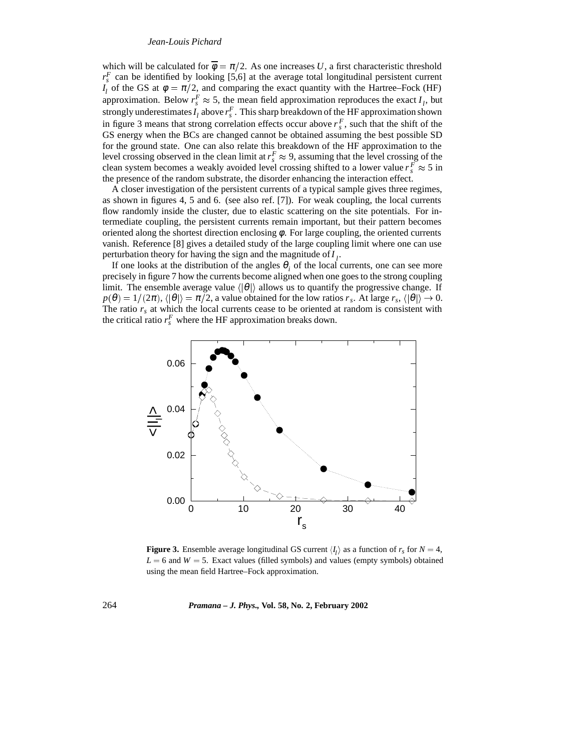which will be calculated for $\overline{\phi} = \pi/2$. As one increases $U$, a first characteristic threshold $r_s^F$ can be identified by looking [5,6] at the average total longitudinal persistent current $I_l$ of the GS at $\phi = \pi/2$, and comparing the exact quantity with the Hartree–Fock (HF) approximation. Below $r_s^F \approx 5$, the mean field approximation reproduces the exact $I_l$, but strongly underestimates $I_l$ above $r_s^F$. This sharp breakdown of the HF approximation shown in figure 3 means that strong correlation effects occur above $r_s^F$, such that the shift of the GS energy when the BCs are changed cannot be obtained assuming the best possible SD for the ground state. One can also relate this breakdown of the HF approximation to the level crossing observed in the clean limit at $r_s^F \approx 9$, assuming that the level crossing of the clean system becomes a weakly avoided level crossing shifted to a lower value $r_s^F \approx 5$ in the presence of the random substrate, the disorder enhancing the interaction effect.

A closer investigation of the persistent currents of a typical sample gives three regimes, as shown in figures 4, 5 and 6. (see also ref. [7]). For weak coupling, the local currents flow randomly inside the cluster, due to elastic scattering on the site potentials. For intermediate coupling, the persistent currents remain important, but their pattern becomes oriented along the shortest direction enclosing $\phi$. For large coupling, the oriented currents vanish. Reference [8] gives a detailed study of the large coupling limit where one can use perturbation theory for having the sign and the magnitude of $I_l$.

If one looks at the distribution of the angles $\theta_i$ of the local currents, one can see more precisely in figure 7 how the currents become aligned when one goes to the strong coupling limit. The ensemble average value $\langle|\theta|\rangle$ allows us to quantify the progressive change. If $p(\theta) = 1/(2\pi)$, $\langle|\theta|\rangle = \pi/2$, a value obtained for the low ratios $r_s$. At large $r_s$, $\langle|\theta|\rangle \to 0$. The ratio $r_s$ at which the local currents cease to be oriented at random is consistent with the critical ratio $r_s^F$ where the HF approximation breaks down.

<I_l>
0.06
0.04
0.02
0.00
0
10
20
30
40
$r_s$

**Figure 3.** Ensemble average longitudinal GS current $\langle I_l \rangle$ as a function of $r_s$ for $N = 4$, $L = 6$ and $W = 5$. Exact values (filled symbols) and values (empty symbols) obtained using the mean field Hartree–Fock approximation.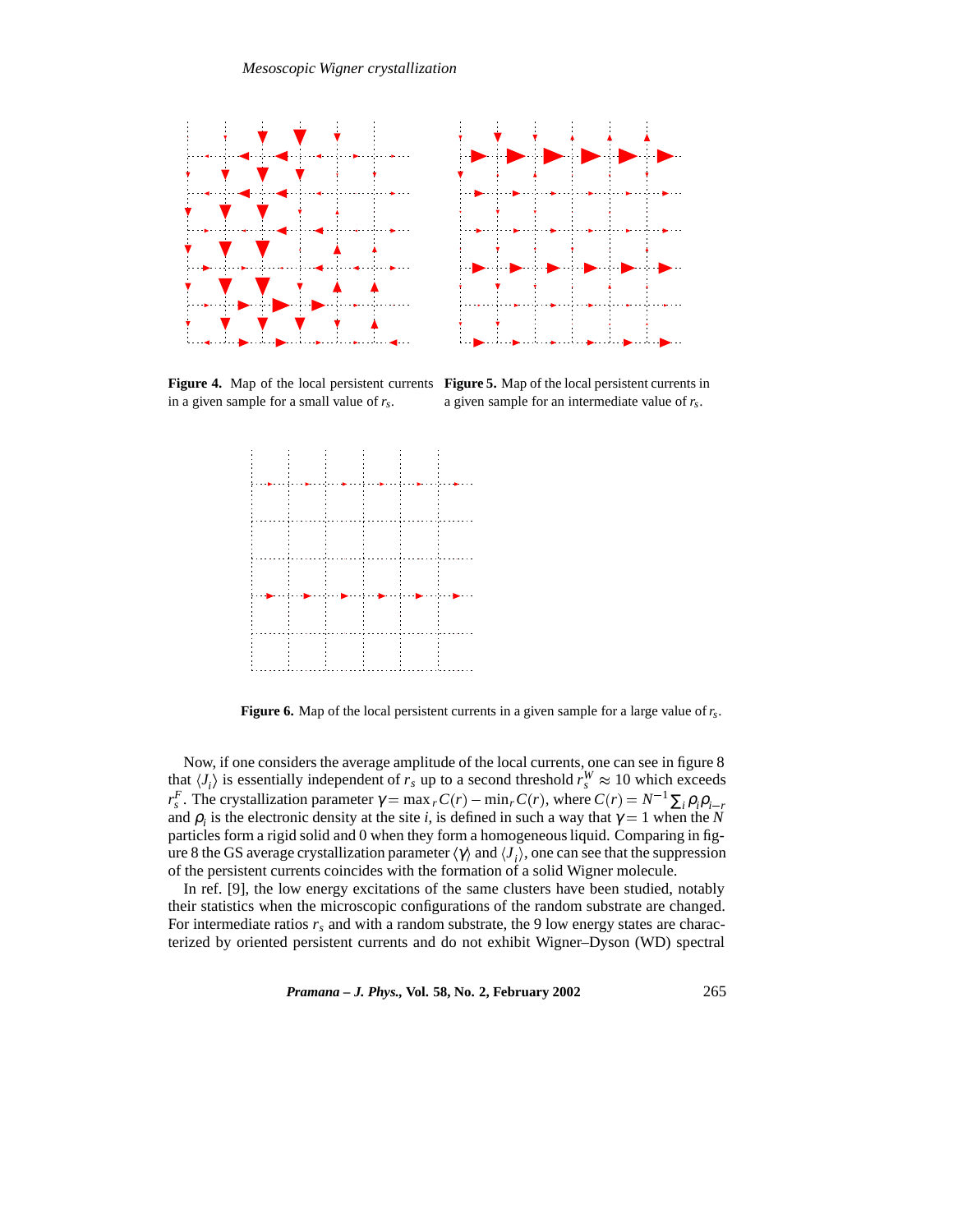**Figure 4.** Map of the local persistent currents in a given sample for a small value of $r_s$.

**Figure 5.** Map of the local persistent currents in a given sample for an intermediate value of $r_s$.

**Figure 6.** Map of the local persistent currents in a given sample for a large value of $r_s$.

Now, if one considers the average amplitude of the local currents, one can see in figure 8 that $\langle J_i \rangle$ is essentially independent of $r_s$ up to a second threshold $r_s^W \approx 10$ which exceeds $r_s^F$. The crystallization parameter $\gamma = \max_r C(r) - \min_r C(r)$, where $C(r) = N^{-1} \sum_i \rho_i \rho_{i-r}$ and $\rho_i$ is the electronic density at the site $i$, is defined in such a way that $\gamma = 1$ when the $N$ particles form a rigid solid and 0 when they form a homogeneous liquid. Comparing in figure 8 the GS average crystallization parameter $\langle \gamma \rangle$ and $\langle J_i \rangle$, one can see that the suppression of the persistent currents coincides with the formation of a solid Wigner molecule.

In ref. [9], the low energy excitations of the same clusters have been studied, notably their statistics when the microscopic configurations of the random substrate are changed. For intermediate ratios $r_s$ and with a random substrate, the 9 low energy states are characterized by oriented persistent currents and do not exhibit Wigner–Dyson (WD) spectral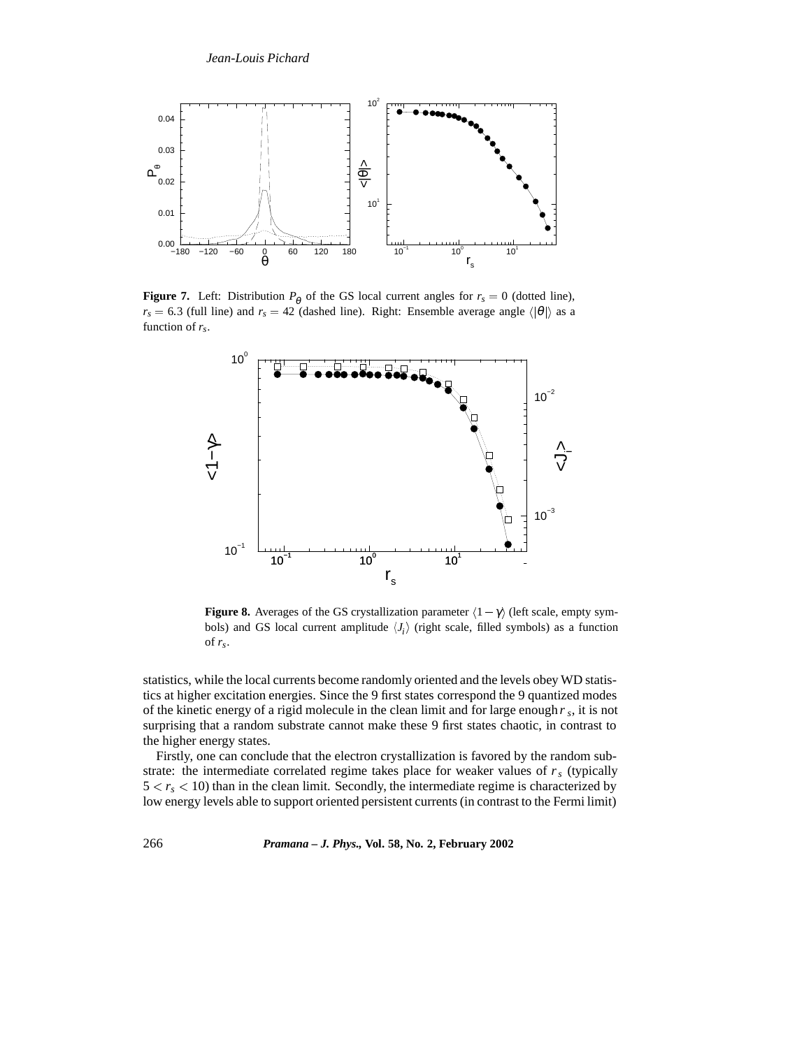**Figure 7.** Left: Distribution $P_\theta$ of the GS local current angles for $r_s = 0$ (dotted line), $r_s = 6.3$ (full line) and $r_s = 42$ (dashed line). Right: Ensemble average angle $\langle|\theta|\rangle$ as a function of $r_s$.

**Figure 8.** Averages of the GS crystallization parameter $\langle 1-\gamma \rangle$ (left scale, empty symbols) and GS local current amplitude $\langle J_l \rangle$ (right scale, filled symbols) as a function of $r_s$.

statistics, while the local currents become randomly oriented and the levels obey WD statistics at higher excitation energies. Since the 9 first states correspond the 9 quantized modes of the kinetic energy of a rigid molecule in the clean limit and for large enough $r_s$, it is not surprising that a random substrate cannot make these 9 first states chaotic, in contrast to the higher energy states.

Firstly, one can conclude that the electron crystallization is favored by the random substrate: the intermediate correlated regime takes place for weaker values of $r_s$ (typically $5 < r_s < 10$) than in the clean limit. Secondly, the intermediate regime is characterized by low energy levels able to support oriented persistent currents (in contrast to the Fermi limit)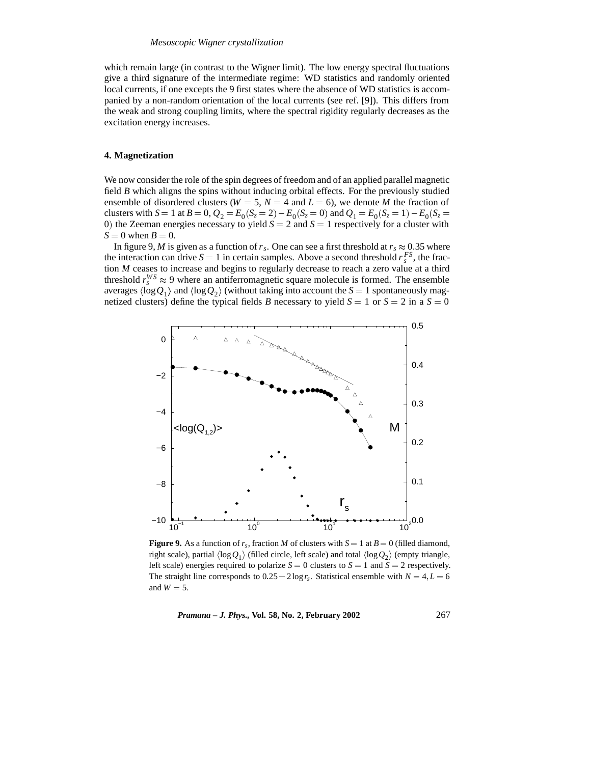which remain large (in contrast to the Wigner limit). The low energy spectral fluctuations give a third signature of the intermediate regime: WD statistics and randomly oriented local currents, if one excepts the 9 first states where the absence of WD statistics is accompanied by a non-random orientation of the local currents (see ref. [9]). This differs from the weak and strong coupling limits, where the spectral rigidity regularly decreases as the excitation energy increases.

#### 4. Magnetization

We now consider the role of the spin degrees of freedom and of an applied parallel magnetic field $B$ which aligns the spins without inducing orbital effects. For the previously studied ensemble of disordered clusters ($W = 5$, $N = 4$ and $L = 6$), we denote $M$ the fraction of clusters with $S = 1$ at $B = 0$, $Q_2 = E_0(S_z = 2) - E_0(S_z = 0)$ and $Q_1 = E_0(S_z = 1) - E_0(S_z = 0)$ the Zeeman energies necessary to yield $S = 2$ and $S = 1$ respectively for a cluster with $S = 0$ when $B = 0$.

In figure 9, $M$ is given as a function of $r_s$. One can see a first threshold at $r_s \approx 0.35$ where the interaction can drive $S = 1$ in certain samples. Above a second threshold $r_s^{FS}$, the fraction $M$ ceases to increase and begins to regularly decrease to reach a zero value at a third threshold $r_s^{WS} \approx 9$ where an antiferromagnetic square molecule is formed. The ensemble averages $\langle \log Q_1 \rangle$ and $\langle \log Q_2 \rangle$ (without taking into account the $S = 1$ spontaneously magnetized clusters) define the typical fields $B$ necessary to yield $S = 1$ or $S = 2$ in a $S = 0$

0
−2
−4
−6
−8
−10
$10^{-1}$
$10^{0}$
$10^{1}$
$10^{2}$
0.5
0.4
0.3
0.2
0.1
0.0
<log(Q$_{1,2}$)>
M
r$_s$

**Figure 9.** As a function of $r_s$, fraction $M$ of clusters with $S = 1$ at $B = 0$ (filled diamond, right scale), partial $\langle \log Q_1 \rangle$ (filled circle, left scale) and total $\langle \log Q_2 \rangle$ (empty triangle, left scale) energies required to polarize $S = 0$ clusters to $S = 1$ and $S = 2$ respectively. The straight line corresponds to $0.25 - 2 \log r_s$. Statistical ensemble with $N = 4, L = 6$ and $W = 5$.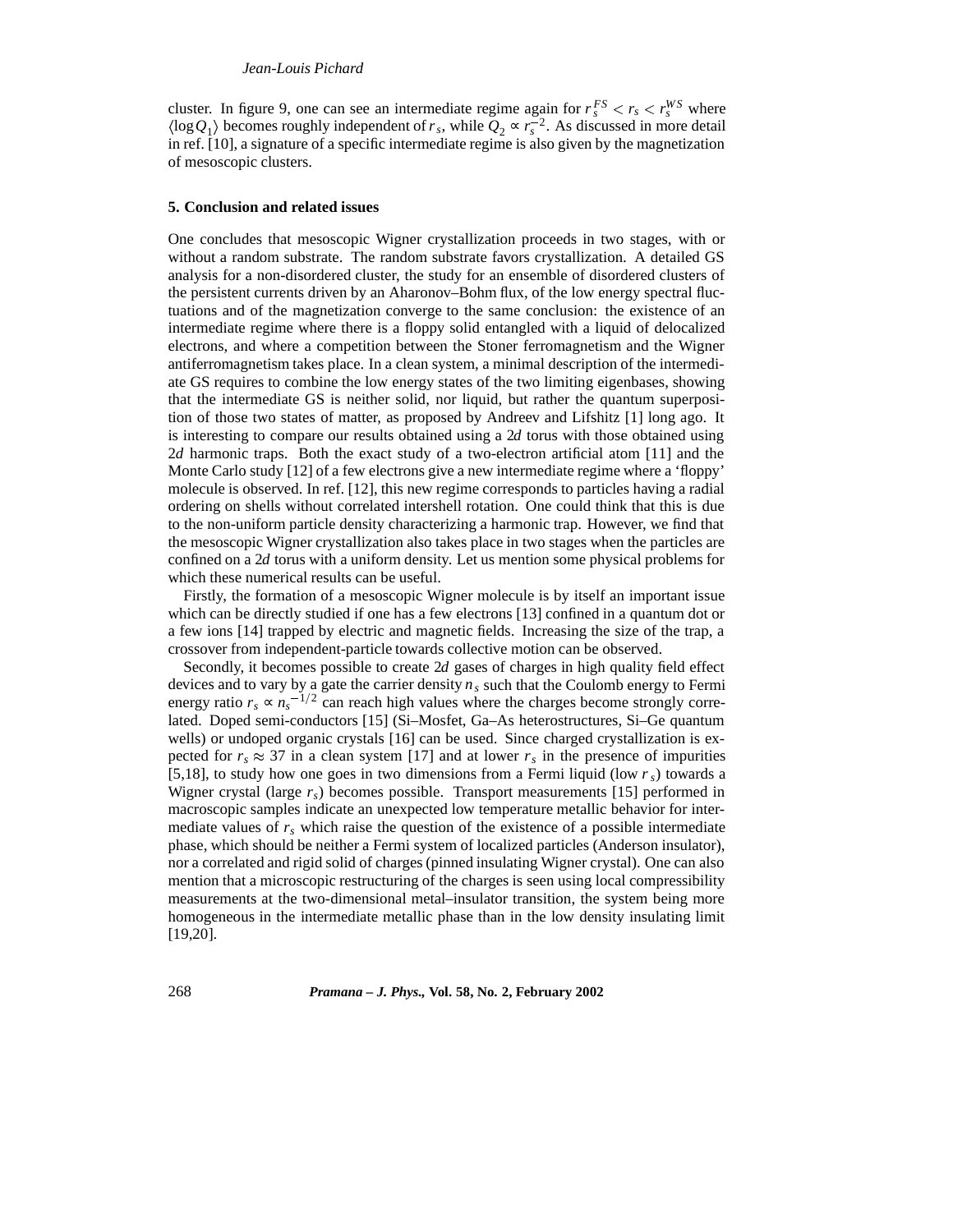cluster. In figure 9, one can see an intermediate regime again for $r_s^{FS} < r_s < r_s^{WS}$ where $\langle \log Q_1 \rangle$ becomes roughly independent of $r_s$, while $Q_2 \propto r_s^{-2}$. As discussed in more detail in ref. [10], a signature of a specific intermediate regime is also given by the magnetization of mesoscopic clusters.

### 5. Conclusion and related issues

One concludes that mesoscopic Wigner crystallization proceeds in two stages, with or without a random substrate. The random substrate favors crystallization. A detailed GS analysis for a non-disordered cluster, the study for an ensemble of disordered clusters of the persistent currents driven by an Aharonov–Bohm flux, of the low energy spectral fluctuations and of the magnetization converge to the same conclusion: the existence of an intermediate regime where there is a floppy solid entangled with a liquid of delocalized electrons, and where a competition between the Stoner ferromagnetism and the Wigner antiferromagnetism takes place. In a clean system, a minimal description of the intermediate GS requires to combine the low energy states of the two limiting eigenbases, showing that the intermediate GS is neither solid, nor liquid, but rather the quantum superposition of those two states of matter, as proposed by Andreev and Lifshitz [1] long ago. It is interesting to compare our results obtained using a 2*d* torus with those obtained using 2*d* harmonic traps. Both the exact study of a two-electron artificial atom [11] and the Monte Carlo study [12] of a few electrons give a new intermediate regime where a 'floppy' molecule is observed. In ref. [12], this new regime corresponds to particles having a radial ordering on shells without correlated intershell rotation. One could think that this is due to the non-uniform particle density characterizing a harmonic trap. However, we find that the mesoscopic Wigner crystallization also takes place in two stages when the particles are confined on a 2*d* torus with a uniform density. Let us mention some physical problems for which these numerical results can be useful.

Firstly, the formation of a mesoscopic Wigner molecule is by itself an important issue which can be directly studied if one has a few electrons [13] confined in a quantum dot or a few ions [14] trapped by electric and magnetic fields. Increasing the size of the trap, a crossover from independent-particle towards collective motion can be observed.

Secondly, it becomes possible to create 2*d* gases of charges in high quality field effect devices and to vary by a gate the carrier density $n_s$ such that the Coulomb energy to Fermi energy ratio $r_s \propto n_s^{-1/2}$ can reach high values where the charges become strongly correlated. Doped semi-conductors [15] (Si–Mosfet, Ga–As heterostructures, Si–Ge quantum wells) or undoped organic crystals [16] can be used. Since charged crystallization is expected for $r_s \approx 37$ in a clean system [17] and at lower $r_s$ in the presence of impurities [5,18], to study how one goes in two dimensions from a Fermi liquid (low $r_s$) towards a Wigner crystal (large $r_s$) becomes possible. Transport measurements [15] performed in macroscopic samples indicate an unexpected low temperature metallic behavior for intermediate values of $r_s$ which raise the question of the existence of a possible intermediate phase, which should be neither a Fermi system of localized particles (Anderson insulator), nor a correlated and rigid solid of charges (pinned insulating Wigner crystal). One can also mention that a microscopic restructuring of the charges is seen using local compressibility measurements at the two-dimensional metal–insulator transition, the system being more homogeneous in the intermediate metallic phase than in the low density insulating limit [19,20].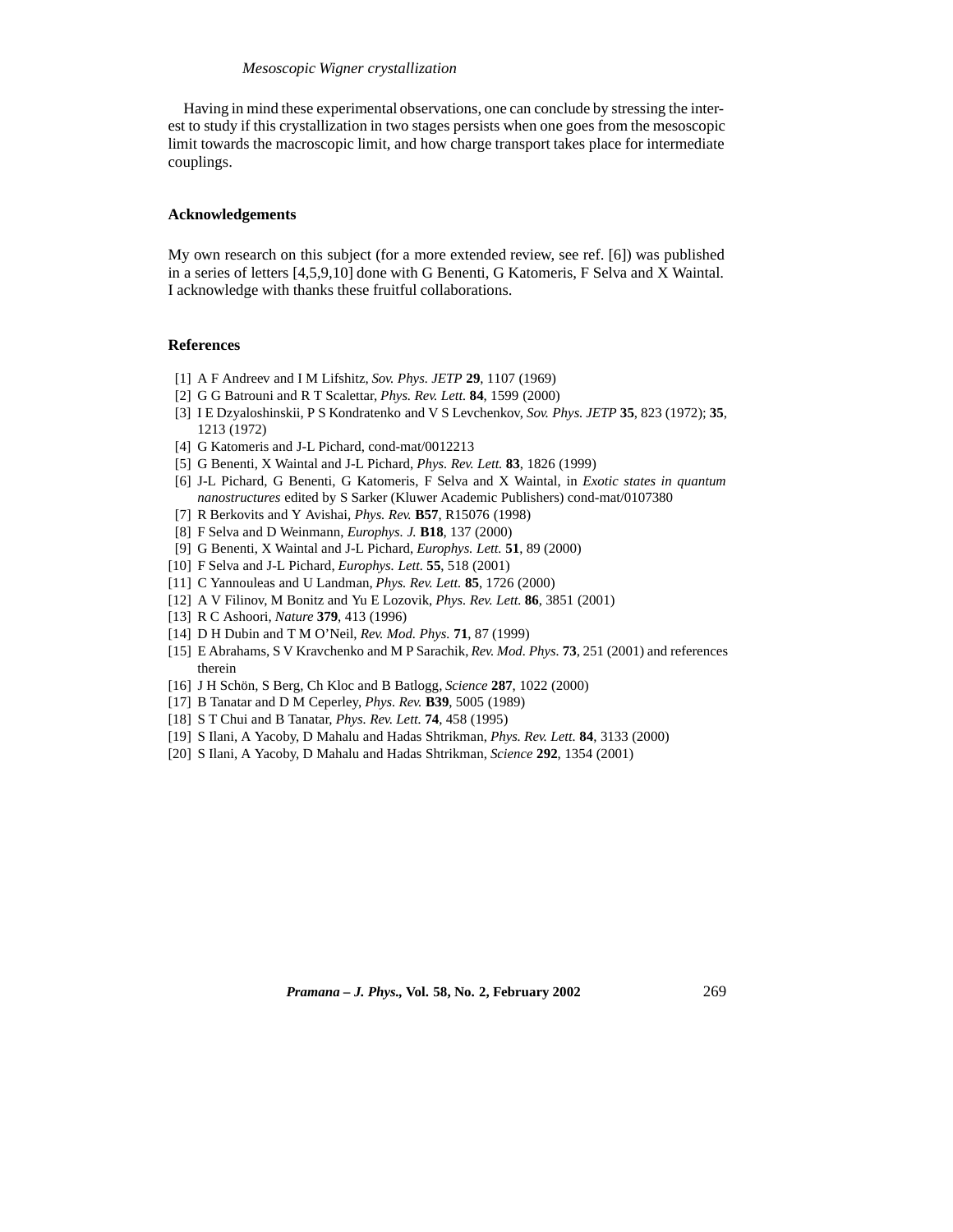Having in mind these experimental observations, one can conclude by stressing the interest to study if this crystallization in two stages persists when one goes from the mesoscopic limit towards the macroscopic limit, and how charge transport takes place for intermediate couplings.

## Acknowledgements

My own research on this subject (for a more extended review, see ref. [6]) was published in a series of letters [4,5,9,10] done with G Benenti, G Katomeris, F Selva and X Waintal. I acknowledge with thanks these fruitful collaborations.

## References

[1] A F Andreev and I M Lifshitz, *Sov. Phys. JETP* **29**, 1107 (1969)
[2] G G Batrouni and R T Scalettar, *Phys. Rev. Lett.* **84**, 1599 (2000)
[3] I E Dzyaloshinskii, P S Kondratenko and V S Levchenkov, *Sov. Phys. JETP* **35**, 823 (1972); **35**, 1213 (1972)
[4] G Katomeris and J-L Pichard, cond-mat/0012213
[5] G Benenti, X Waintal and J-L Pichard, *Phys. Rev. Lett.* **83**, 1826 (1999)
[6] J-L Pichard, G Benenti, G Katomeris, F Selva and X Waintal, in *Exotic states in quantum nanostructures* edited by S Sarker (Kluwer Academic Publishers) cond-mat/0107380
[7] R Berkovits and Y Avishai, *Phys. Rev.* **B57**, R15076 (1998)
[8] F Selva and D Weinmann, *Europhys. J.* **B18**, 137 (2000)
[9] G Benenti, X Waintal and J-L Pichard, *Europhys. Lett.* **51**, 89 (2000)
[10] F Selva and J-L Pichard, *Europhys. Lett.* **55**, 518 (2001)
[11] C Yannouleas and U Landman, *Phys. Rev. Lett.* **85**, 1726 (2000)
[12] A V Filinov, M Bonitz and Yu E Lozovik, *Phys. Rev. Lett.* **86**, 3851 (2001)
[13] R C Ashoori, *Nature* **379**, 413 (1996)
[14] D H Dubin and T M O'Neil, *Rev. Mod. Phys.* **71**, 87 (1999)
[15] E Abrahams, S V Kravchenko and M P Sarachik, *Rev. Mod. Phys.* **73**, 251 (2001) and references therein
[16] J H Schön, S Berg, Ch Kloc and B Batlogg, *Science* **287**, 1022 (2000)
[17] B Tanatar and D M Ceperley, *Phys. Rev.* **B39**, 5005 (1989)
[18] S T Chui and B Tanatar, *Phys. Rev. Lett.* **74**, 458 (1995)
[19] S Ilani, A Yacoby, D Mahalu and Hadas Shtrikman, *Phys. Rev. Lett.* **84**, 3133 (2000)
[20] S Ilani, A Yacoby, D Mahalu and Hadas Shtrikman, *Science* **292**, 1354 (2001)